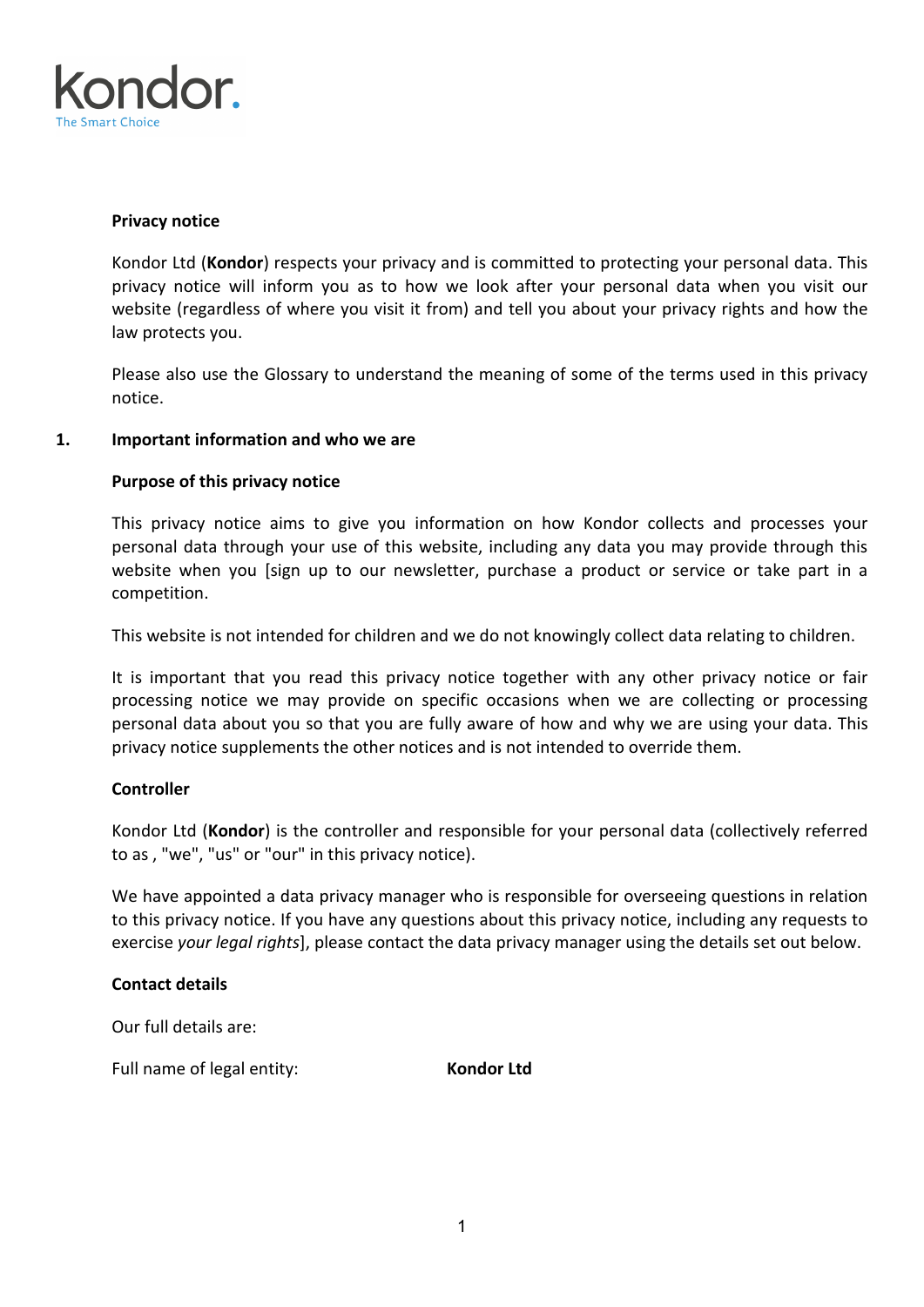Kondor.
The Smart Choice

**Privacy notice**

Kondor Ltd (**Kondor**) respects your privacy and is committed to protecting your personal data. This privacy notice will inform you as to how we look after your personal data when you visit our website (regardless of where you visit it from) and tell you about your privacy rights and how the law protects you.

Please also use the Glossary to understand the meaning of some of the terms used in this privacy notice.

## 1. Important information and who we are

**Purpose of this privacy notice**

This privacy notice aims to give you information on how Kondor collects and processes your personal data through your use of this website, including any data you may provide through this website when you [sign up to our newsletter, purchase a product or service or take part in a competition.

This website is not intended for children and we do not knowingly collect data relating to children.

It is important that you read this privacy notice together with any other privacy notice or fair processing notice we may provide on specific occasions when we are collecting or processing personal data about you so that you are fully aware of how and why we are using your data. This privacy notice supplements the other notices and is not intended to override them.

**Controller**

Kondor Ltd (**Kondor**) is the controller and responsible for your personal data (collectively referred to as , "we", "us" or "our" in this privacy notice).

We have appointed a data privacy manager who is responsible for overseeing questions in relation to this privacy notice. If you have any questions about this privacy notice, including any requests to exercise *your legal rights*], please contact the data privacy manager using the details set out below.

**Contact details**

Our full details are:

Full name of legal entity: **Kondor Ltd**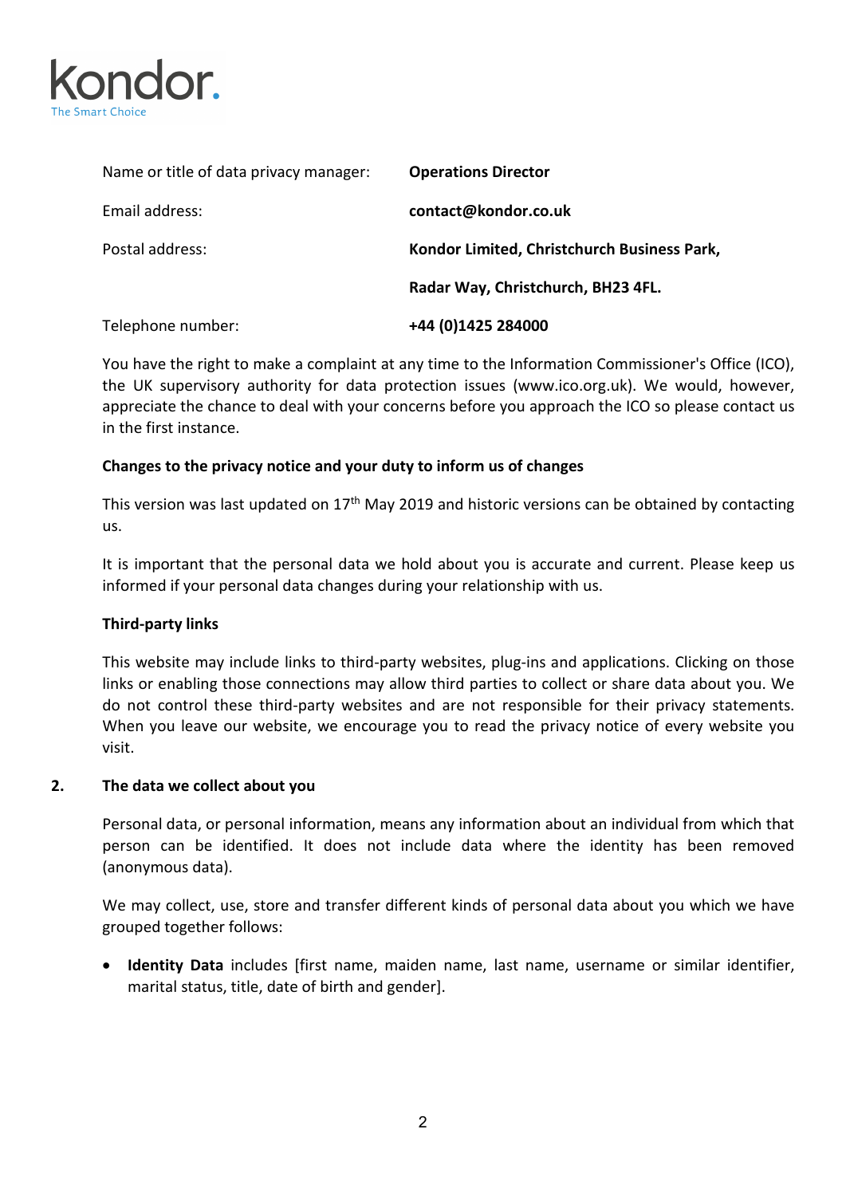| | |
|---|---|
| Name or title of data privacy manager: | **Operations Director** |
| Email address: | **contact@kondor.co.uk** |
| Postal address: | **Kondor Limited, Christchurch Business Park,** |
| | **Radar Way, Christchurch, BH23 4FL.** |
| Telephone number: | **+44 (0)1425 284000** |

You have the right to make a complaint at any time to the Information Commissioner's Office (ICO), the UK supervisory authority for data protection issues (www.ico.org.uk). We would, however, appreciate the chance to deal with your concerns before you approach the ICO so please contact us in the first instance.

**Changes to the privacy notice and your duty to inform us of changes**

This version was last updated on 17th May 2019 and historic versions can be obtained by contacting us.

It is important that the personal data we hold about you is accurate and current. Please keep us informed if your personal data changes during your relationship with us.

**Third-party links**

This website may include links to third-party websites, plug-ins and applications. Clicking on those links or enabling those connections may allow third parties to collect or share data about you. We do not control these third-party websites and are not responsible for their privacy statements. When you leave our website, we encourage you to read the privacy notice of every website you visit.

## 2. The data we collect about you

Personal data, or personal information, means any information about an individual from which that person can be identified. It does not include data where the identity has been removed (anonymous data).

We may collect, use, store and transfer different kinds of personal data about you which we have grouped together follows:

- **Identity Data** includes [first name, maiden name, last name, username or similar identifier, marital status, title, date of birth and gender].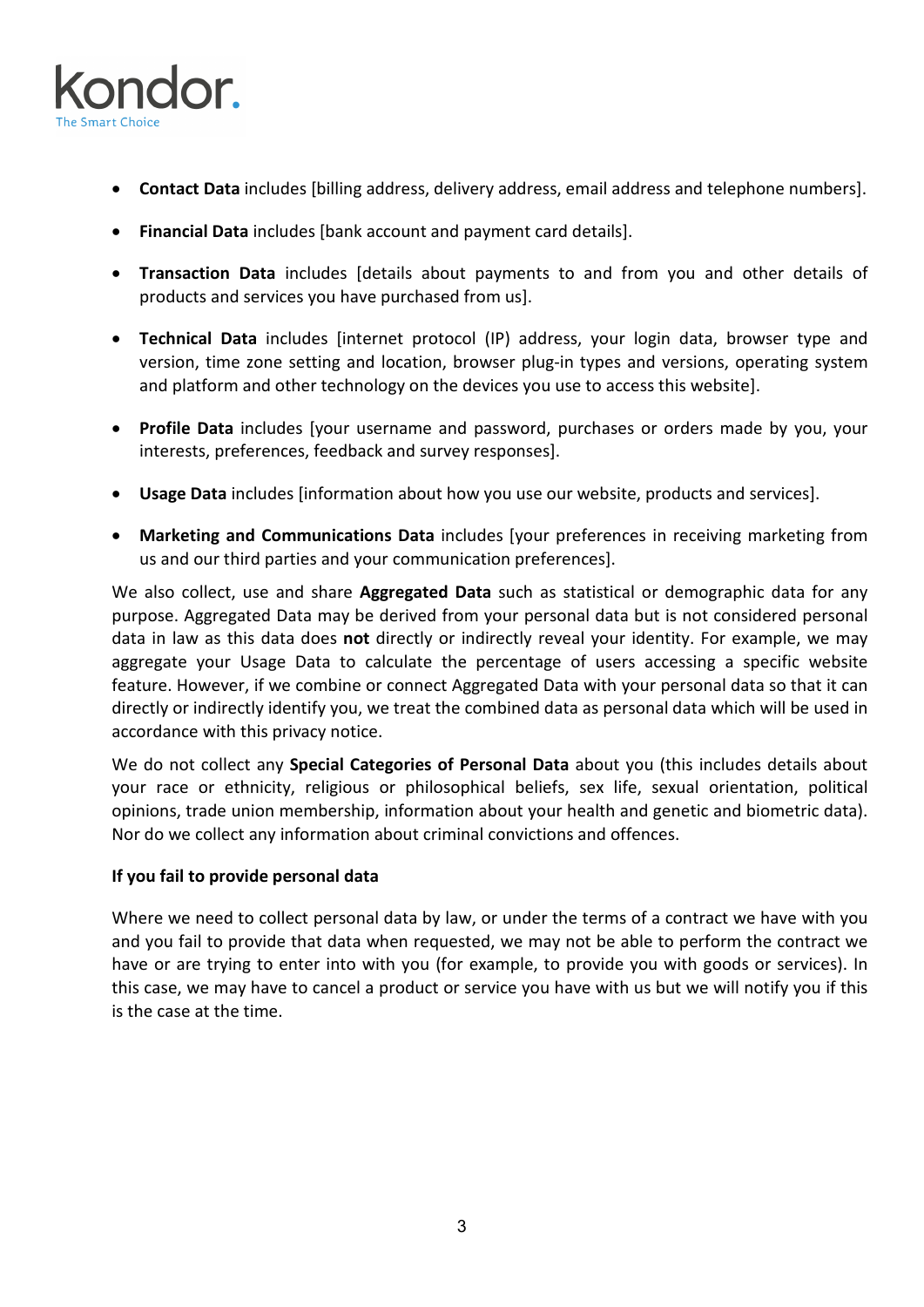- **Contact Data** includes [billing address, delivery address, email address and telephone numbers].
- **Financial Data** includes [bank account and payment card details].
- **Transaction Data** includes [details about payments to and from you and other details of products and services you have purchased from us].
- **Technical Data** includes [internet protocol (IP) address, your login data, browser type and version, time zone setting and location, browser plug-in types and versions, operating system and platform and other technology on the devices you use to access this website].
- **Profile Data** includes [your username and password, purchases or orders made by you, your interests, preferences, feedback and survey responses].
- **Usage Data** includes [information about how you use our website, products and services].
- **Marketing and Communications Data** includes [your preferences in receiving marketing from us and our third parties and your communication preferences].

We also collect, use and share **Aggregated Data** such as statistical or demographic data for any purpose. Aggregated Data may be derived from your personal data but is not considered personal data in law as this data does **not** directly or indirectly reveal your identity. For example, we may aggregate your Usage Data to calculate the percentage of users accessing a specific website feature. However, if we combine or connect Aggregated Data with your personal data so that it can directly or indirectly identify you, we treat the combined data as personal data which will be used in accordance with this privacy notice.

We do not collect any **Special Categories of Personal Data** about you (this includes details about your race or ethnicity, religious or philosophical beliefs, sex life, sexual orientation, political opinions, trade union membership, information about your health and genetic and biometric data). Nor do we collect any information about criminal convictions and offences.

**If you fail to provide personal data**

Where we need to collect personal data by law, or under the terms of a contract we have with you and you fail to provide that data when requested, we may not be able to perform the contract we have or are trying to enter into with you (for example, to provide you with goods or services). In this case, we may have to cancel a product or service you have with us but we will notify you if this is the case at the time.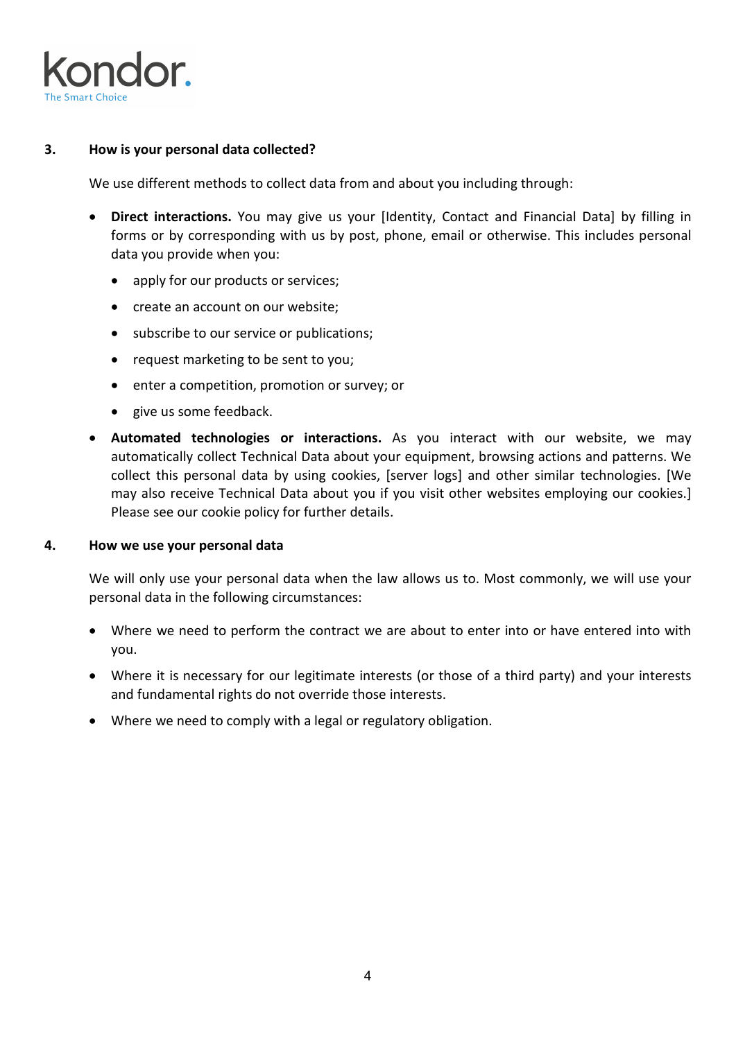## 3. How is your personal data collected?

We use different methods to collect data from and about you including through:

- **Direct interactions.** You may give us your [Identity, Contact and Financial Data] by filling in forms or by corresponding with us by post, phone, email or otherwise. This includes personal data you provide when you:
  - apply for our products or services;
  - create an account on our website;
  - subscribe to our service or publications;
  - request marketing to be sent to you;
  - enter a competition, promotion or survey; or
  - give us some feedback.
- **Automated technologies or interactions.** As you interact with our website, we may automatically collect Technical Data about your equipment, browsing actions and patterns. We collect this personal data by using cookies, [server logs] and other similar technologies. [We may also receive Technical Data about you if you visit other websites employing our cookies.] Please see our cookie policy for further details.

## 4. How we use your personal data

We will only use your personal data when the law allows us to. Most commonly, we will use your personal data in the following circumstances:

- Where we need to perform the contract we are about to enter into or have entered into with you.
- Where it is necessary for our legitimate interests (or those of a third party) and your interests and fundamental rights do not override those interests.
- Where we need to comply with a legal or regulatory obligation.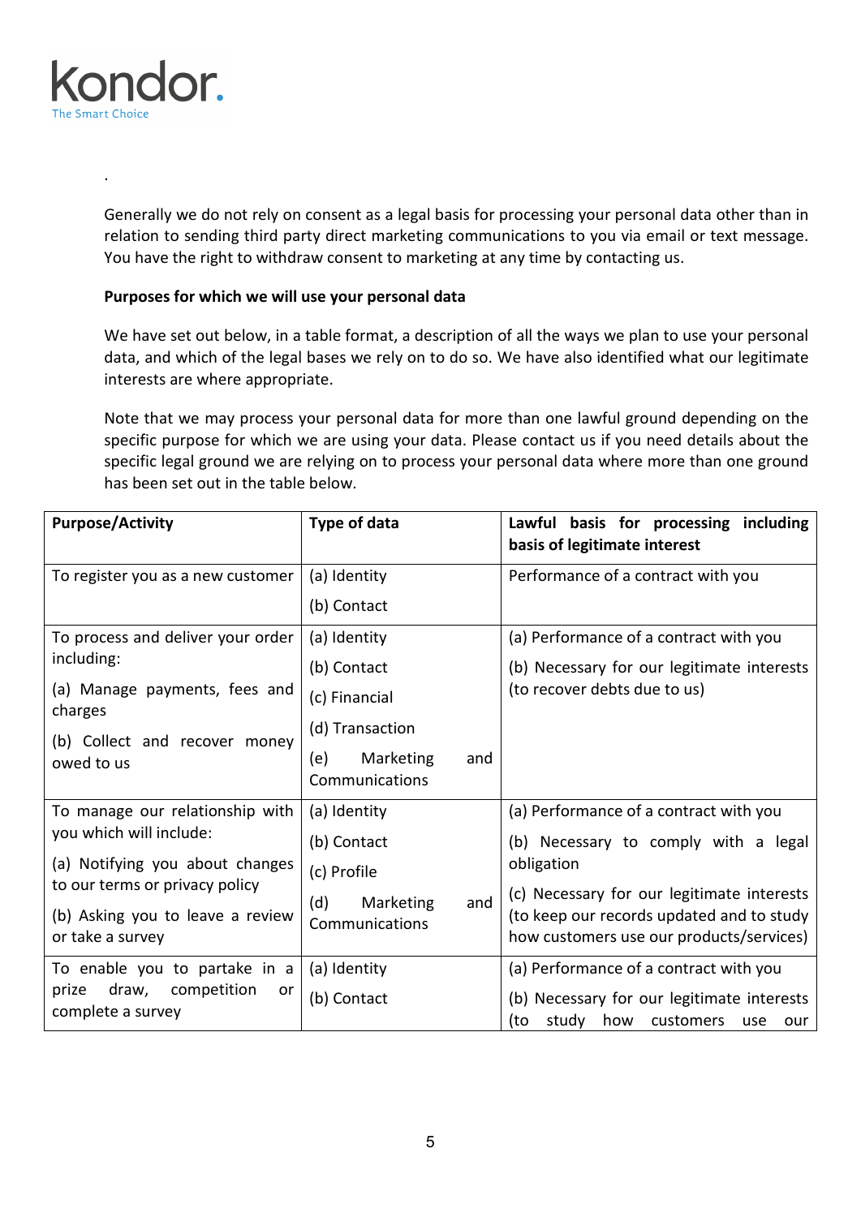.

Generally we do not rely on consent as a legal basis for processing your personal data other than in relation to sending third party direct marketing communications to you via email or text message. You have the right to withdraw consent to marketing at any time by contacting us.

**Purposes for which we will use your personal data**

We have set out below, in a table format, a description of all the ways we plan to use your personal data, and which of the legal bases we rely on to do so. We have also identified what our legitimate interests are where appropriate.

Note that we may process your personal data for more than one lawful ground depending on the specific purpose for which we are using your data. Please contact us if you need details about the specific legal ground we are relying on to process your personal data where more than one ground has been set out in the table below.

| **Purpose/Activity** | **Type of data** | **Lawful basis for processing including basis of legitimate interest** |
|---|---|---|
| To register you as a new customer | (a) Identity<br>(b) Contact | Performance of a contract with you |
| To process and deliver your order including:<br>(a) Manage payments, fees and charges<br>(b) Collect and recover money owed to us | (a) Identity<br>(b) Contact<br>(c) Financial<br>(d) Transaction<br>(e) Marketing and Communications | (a) Performance of a contract with you<br>(b) Necessary for our legitimate interests (to recover debts due to us) |
| To manage our relationship with you which will include:<br>(a) Notifying you about changes to our terms or privacy policy<br>(b) Asking you to leave a review or take a survey | (a) Identity<br>(b) Contact<br>(c) Profile<br>(d) Marketing and Communications | (a) Performance of a contract with you<br>(b) Necessary to comply with a legal obligation<br>(c) Necessary for our legitimate interests (to keep our records updated and to study how customers use our products/services) |
| To enable you to partake in a prize draw, competition or complete a survey | (a) Identity<br>(b) Contact | (a) Performance of a contract with you<br>(b) Necessary for our legitimate interests (to study how customers use our |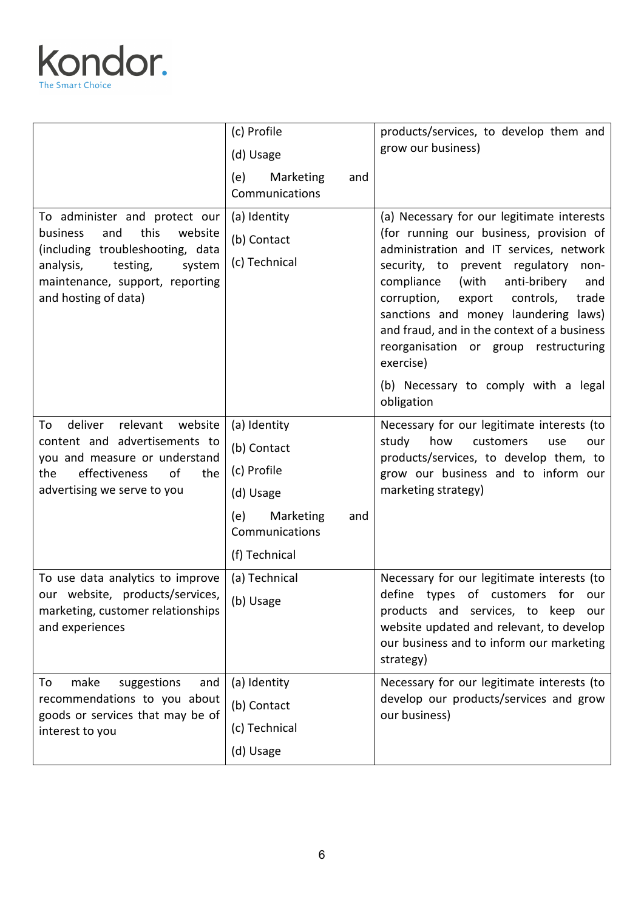| | | |
|---|---|---|
| | (c) Profile<br>(d) Usage<br>(e) Marketing and Communications | products/services, to develop them and grow our business) |
| To administer and protect our business and this website (including troubleshooting, data analysis, testing, system maintenance, support, reporting and hosting of data) | (a) Identity<br>(b) Contact<br>(c) Technical | (a) Necessary for our legitimate interests (for running our business, provision of administration and IT services, network security, to prevent regulatory non-compliance (with anti-bribery and corruption, export controls, trade sanctions and money laundering laws) and fraud, and in the context of a business reorganisation or group restructuring exercise)<br>(b) Necessary to comply with a legal obligation |
| To deliver relevant website content and advertisements to you and measure or understand the effectiveness of the advertising we serve to you | (a) Identity<br>(b) Contact<br>(c) Profile<br>(d) Usage<br>(e) Marketing and Communications<br>(f) Technical | Necessary for our legitimate interests (to study how customers use our products/services, to develop them, to grow our business and to inform our marketing strategy) |
| To use data analytics to improve our website, products/services, marketing, customer relationships and experiences | (a) Technical<br>(b) Usage | Necessary for our legitimate interests (to define types of customers for our products and services, to keep our website updated and relevant, to develop our business and to inform our marketing strategy) |
| To make suggestions and recommendations to you about goods or services that may be of interest to you | (a) Identity<br>(b) Contact<br>(c) Technical<br>(d) Usage | Necessary for our legitimate interests (to develop our products/services and grow our business) |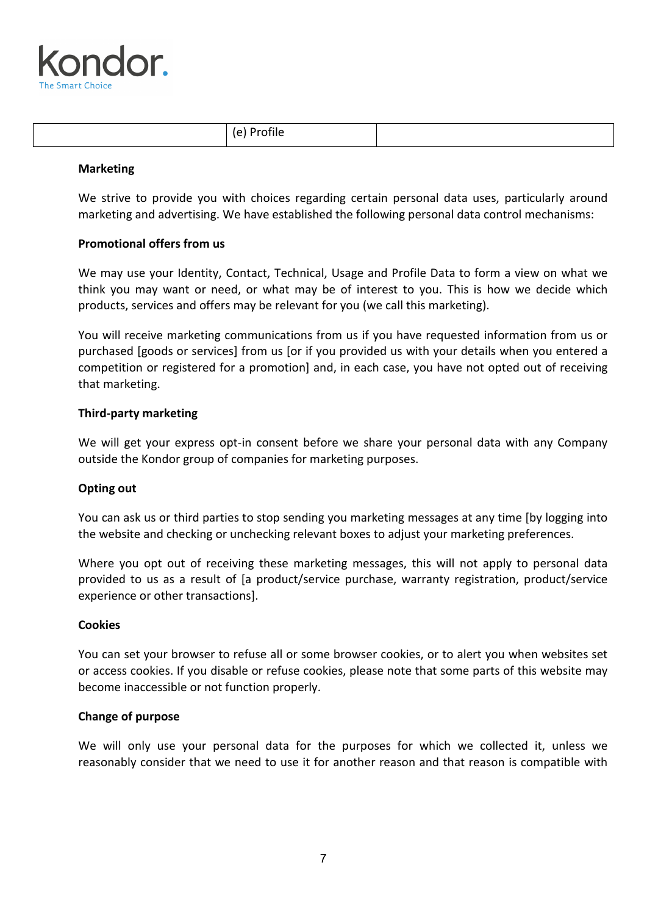|  | (e) Profile |  |
|---|---|---|

**Marketing**

We strive to provide you with choices regarding certain personal data uses, particularly around marketing and advertising. We have established the following personal data control mechanisms:

**Promotional offers from us**

We may use your Identity, Contact, Technical, Usage and Profile Data to form a view on what we think you may want or need, or what may be of interest to you. This is how we decide which products, services and offers may be relevant for you (we call this marketing).

You will receive marketing communications from us if you have requested information from us or purchased [goods or services] from us [or if you provided us with your details when you entered a competition or registered for a promotion] and, in each case, you have not opted out of receiving that marketing.

**Third-party marketing**

We will get your express opt-in consent before we share your personal data with any Company outside the Kondor group of companies for marketing purposes.

**Opting out**

You can ask us or third parties to stop sending you marketing messages at any time [by logging into the website and checking or unchecking relevant boxes to adjust your marketing preferences.

Where you opt out of receiving these marketing messages, this will not apply to personal data provided to us as a result of [a product/service purchase, warranty registration, product/service experience or other transactions].

**Cookies**

You can set your browser to refuse all or some browser cookies, or to alert you when websites set or access cookies. If you disable or refuse cookies, please note that some parts of this website may become inaccessible or not function properly.

**Change of purpose**

We will only use your personal data for the purposes for which we collected it, unless we reasonably consider that we need to use it for another reason and that reason is compatible with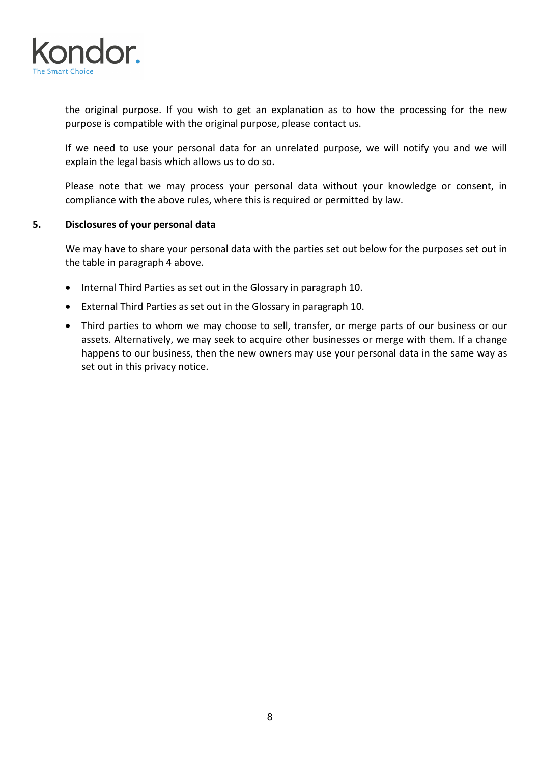the original purpose. If you wish to get an explanation as to how the processing for the new purpose is compatible with the original purpose, please contact us.

If we need to use your personal data for an unrelated purpose, we will notify you and we will explain the legal basis which allows us to do so.

Please note that we may process your personal data without your knowledge or consent, in compliance with the above rules, where this is required or permitted by law.

## 5. Disclosures of your personal data

We may have to share your personal data with the parties set out below for the purposes set out in the table in paragraph 4 above.

- Internal Third Parties as set out in the Glossary in paragraph 10.
- External Third Parties as set out in the Glossary in paragraph 10.
- Third parties to whom we may choose to sell, transfer, or merge parts of our business or our assets. Alternatively, we may seek to acquire other businesses or merge with them. If a change happens to our business, then the new owners may use your personal data in the same way as set out in this privacy notice.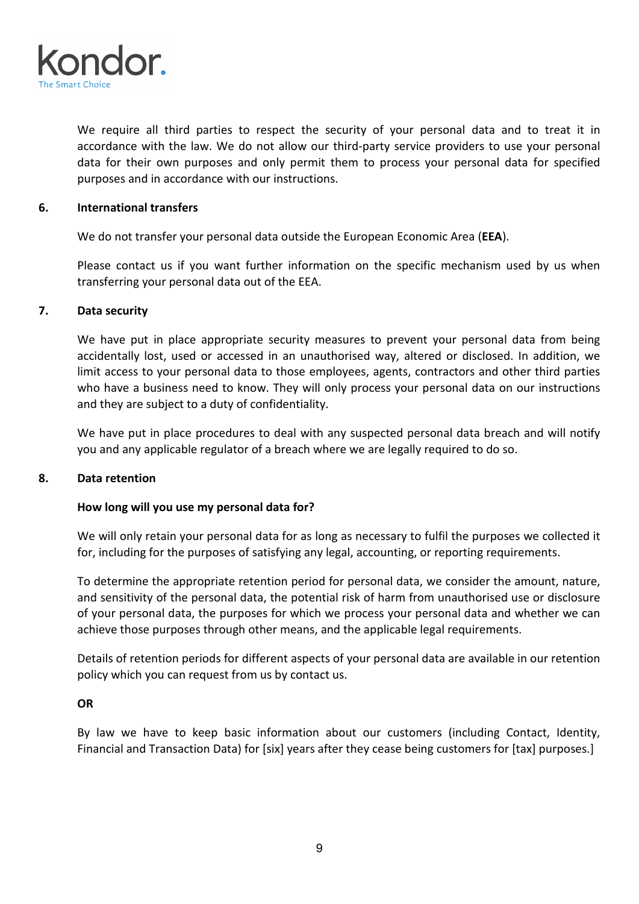We require all third parties to respect the security of your personal data and to treat it in accordance with the law. We do not allow our third-party service providers to use your personal data for their own purposes and only permit them to process your personal data for specified purposes and in accordance with our instructions.

## 6. International transfers

We do not transfer your personal data outside the European Economic Area (**EEA**).

Please contact us if you want further information on the specific mechanism used by us when transferring your personal data out of the EEA.

## 7. Data security

We have put in place appropriate security measures to prevent your personal data from being accidentally lost, used or accessed in an unauthorised way, altered or disclosed. In addition, we limit access to your personal data to those employees, agents, contractors and other third parties who have a business need to know. They will only process your personal data on our instructions and they are subject to a duty of confidentiality.

We have put in place procedures to deal with any suspected personal data breach and will notify you and any applicable regulator of a breach where we are legally required to do so.

## 8. Data retention

**How long will you use my personal data for?**

We will only retain your personal data for as long as necessary to fulfil the purposes we collected it for, including for the purposes of satisfying any legal, accounting, or reporting requirements.

To determine the appropriate retention period for personal data, we consider the amount, nature, and sensitivity of the personal data, the potential risk of harm from unauthorised use or disclosure of your personal data, the purposes for which we process your personal data and whether we can achieve those purposes through other means, and the applicable legal requirements.

Details of retention periods for different aspects of your personal data are available in our retention policy which you can request from us by contact us.

**OR**

By law we have to keep basic information about our customers (including Contact, Identity, Financial and Transaction Data) for [six] years after they cease being customers for [tax] purposes.]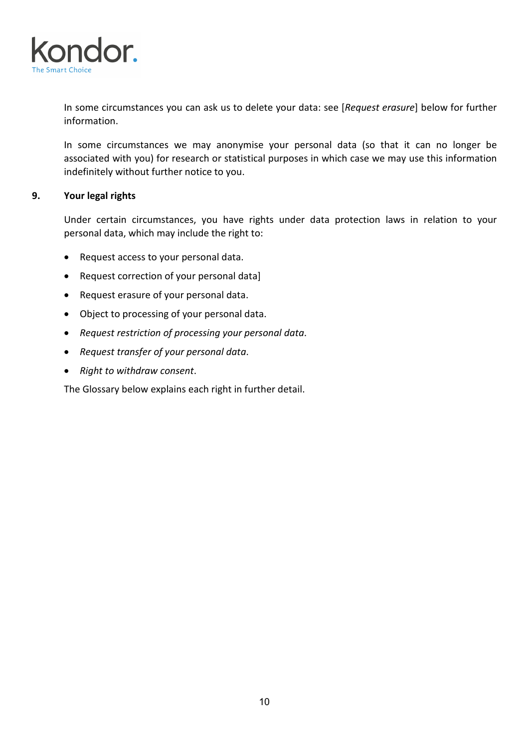In some circumstances you can ask us to delete your data: see [*Request erasure*] below for further information.

In some circumstances we may anonymise your personal data (so that it can no longer be associated with you) for research or statistical purposes in which case we may use this information indefinitely without further notice to you.

## 9. Your legal rights

Under certain circumstances, you have rights under data protection laws in relation to your personal data, which may include the right to:

- Request access to your personal data.
- Request correction of your personal data]
- Request erasure of your personal data.
- Object to processing of your personal data.
- *Request restriction of processing your personal data*.
- *Request transfer of your personal data*.
- *Right to withdraw consent*.

The Glossary below explains each right in further detail.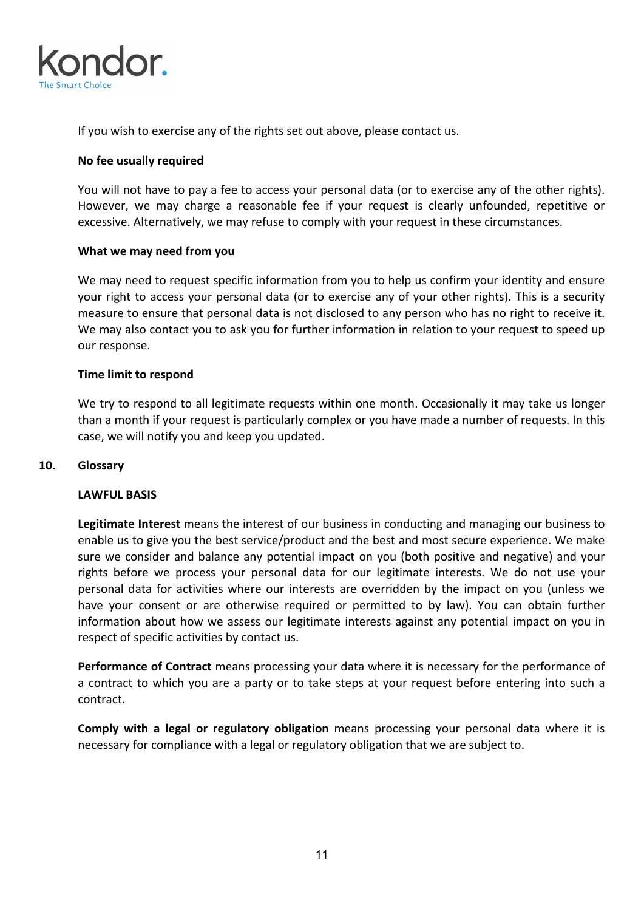If you wish to exercise any of the rights set out above, please contact us.

**No fee usually required**

You will not have to pay a fee to access your personal data (or to exercise any of the other rights). However, we may charge a reasonable fee if your request is clearly unfounded, repetitive or excessive. Alternatively, we may refuse to comply with your request in these circumstances.

**What we may need from you**

We may need to request specific information from you to help us confirm your identity and ensure your right to access your personal data (or to exercise any of your other rights). This is a security measure to ensure that personal data is not disclosed to any person who has no right to receive it. We may also contact you to ask you for further information in relation to your request to speed up our response.

**Time limit to respond**

We try to respond to all legitimate requests within one month. Occasionally it may take us longer than a month if your request is particularly complex or you have made a number of requests. In this case, we will notify you and keep you updated.

## 10. Glossary

**LAWFUL BASIS**

**Legitimate Interest** means the interest of our business in conducting and managing our business to enable us to give you the best service/product and the best and most secure experience. We make sure we consider and balance any potential impact on you (both positive and negative) and your rights before we process your personal data for our legitimate interests. We do not use your personal data for activities where our interests are overridden by the impact on you (unless we have your consent or are otherwise required or permitted to by law). You can obtain further information about how we assess our legitimate interests against any potential impact on you in respect of specific activities by contact us.

**Performance of Contract** means processing your data where it is necessary for the performance of a contract to which you are a party or to take steps at your request before entering into such a contract.

**Comply with a legal or regulatory obligation** means processing your personal data where it is necessary for compliance with a legal or regulatory obligation that we are subject to.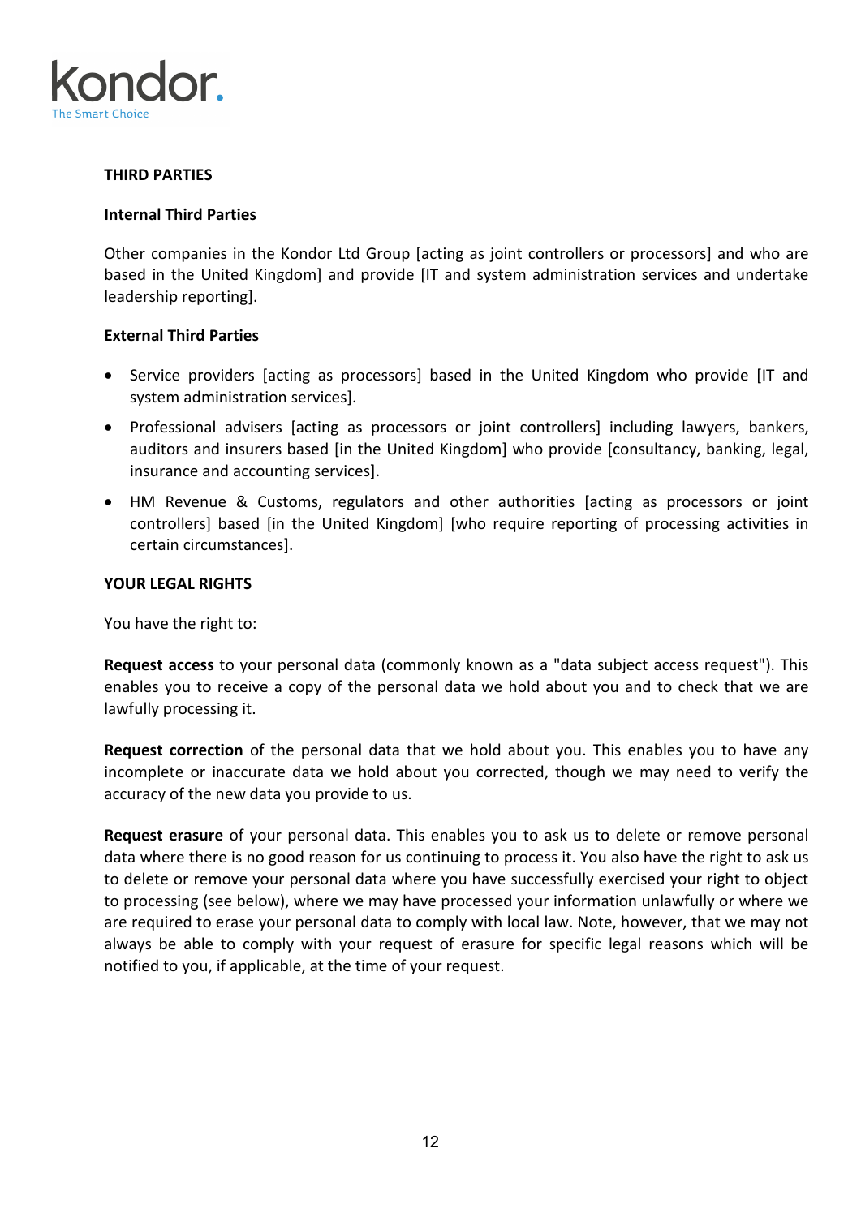## THIRD PARTIES

### Internal Third Parties

Other companies in the Kondor Ltd Group [acting as joint controllers or processors] and who are based in the United Kingdom] and provide [IT and system administration services and undertake leadership reporting].

### External Third Parties

- Service providers [acting as processors] based in the United Kingdom who provide [IT and system administration services].
- Professional advisers [acting as processors or joint controllers] including lawyers, bankers, auditors and insurers based [in the United Kingdom] who provide [consultancy, banking, legal, insurance and accounting services].
- HM Revenue & Customs, regulators and other authorities [acting as processors or joint controllers] based [in the United Kingdom] [who require reporting of processing activities in certain circumstances].

## YOUR LEGAL RIGHTS

You have the right to:

**Request access** to your personal data (commonly known as a "data subject access request"). This enables you to receive a copy of the personal data we hold about you and to check that we are lawfully processing it.

**Request correction** of the personal data that we hold about you. This enables you to have any incomplete or inaccurate data we hold about you corrected, though we may need to verify the accuracy of the new data you provide to us.

**Request erasure** of your personal data. This enables you to ask us to delete or remove personal data where there is no good reason for us continuing to process it. You also have the right to ask us to delete or remove your personal data where you have successfully exercised your right to object to processing (see below), where we may have processed your information unlawfully or where we are required to erase your personal data to comply with local law. Note, however, that we may not always be able to comply with your request of erasure for specific legal reasons which will be notified to you, if applicable, at the time of your request.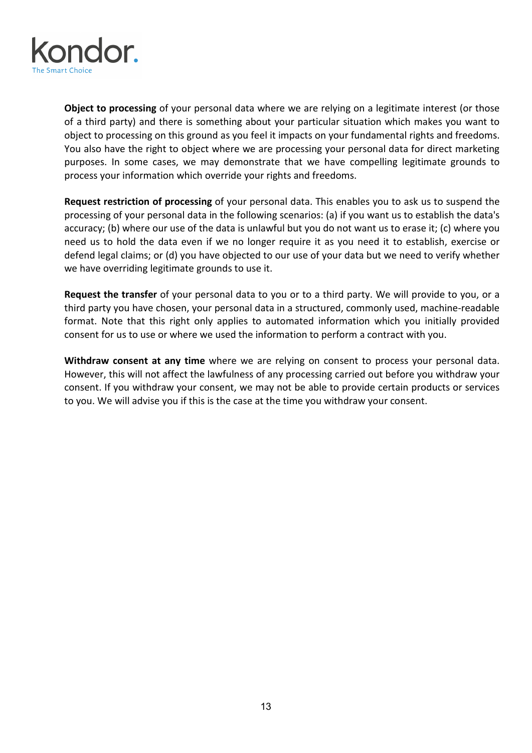**Object to processing** of your personal data where we are relying on a legitimate interest (or those of a third party) and there is something about your particular situation which makes you want to object to processing on this ground as you feel it impacts on your fundamental rights and freedoms. You also have the right to object where we are processing your personal data for direct marketing purposes. In some cases, we may demonstrate that we have compelling legitimate grounds to process your information which override your rights and freedoms.

**Request restriction of processing** of your personal data. This enables you to ask us to suspend the processing of your personal data in the following scenarios: (a) if you want us to establish the data's accuracy; (b) where our use of the data is unlawful but you do not want us to erase it; (c) where you need us to hold the data even if we no longer require it as you need it to establish, exercise or defend legal claims; or (d) you have objected to our use of your data but we need to verify whether we have overriding legitimate grounds to use it.

**Request the transfer** of your personal data to you or to a third party. We will provide to you, or a third party you have chosen, your personal data in a structured, commonly used, machine-readable format. Note that this right only applies to automated information which you initially provided consent for us to use or where we used the information to perform a contract with you.

**Withdraw consent at any time** where we are relying on consent to process your personal data. However, this will not affect the lawfulness of any processing carried out before you withdraw your consent. If you withdraw your consent, we may not be able to provide certain products or services to you. We will advise you if this is the case at the time you withdraw your consent.